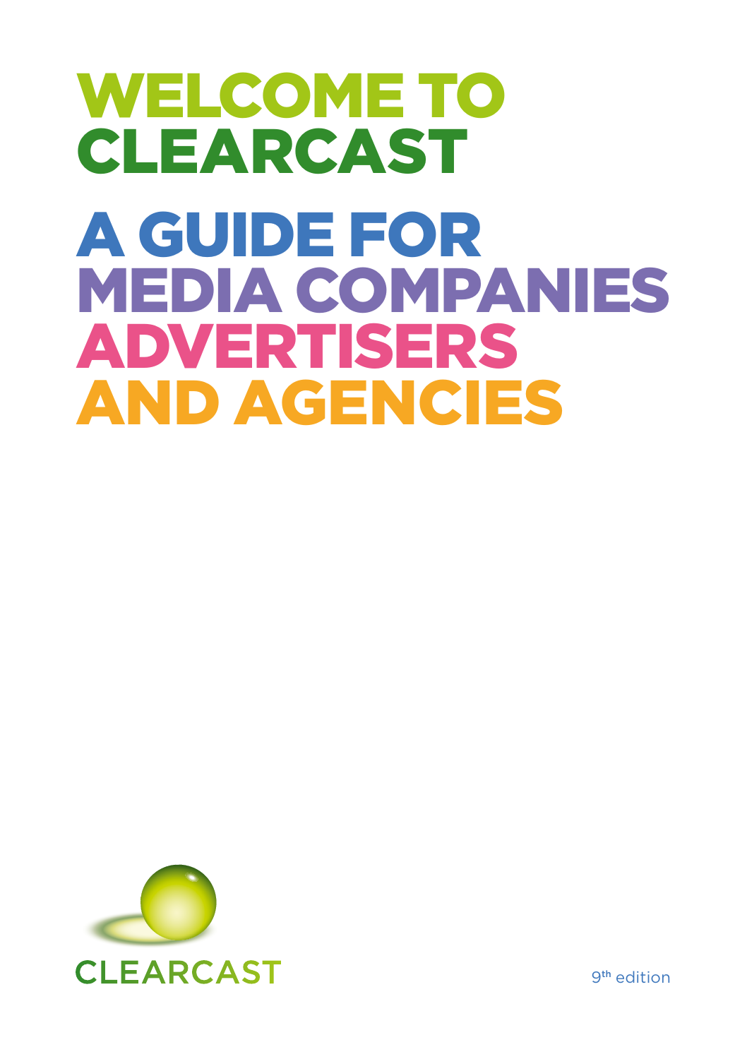# WELCOME TO CLEARCAST

# A GUIDE FOR MEDIA COMPANIES ADVERTISERS AND AGENCIES

CLEARCAST

9th edition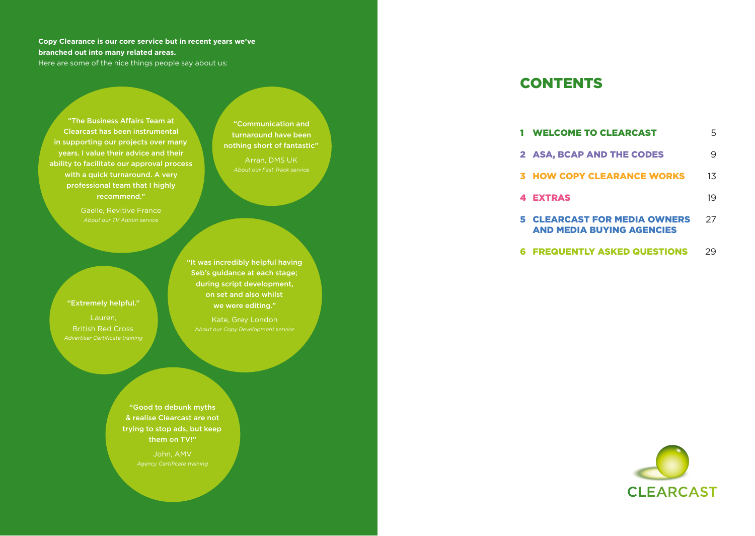**Copy Clearance is our core service but in recent years we've branched out into many related areas.**
Here are some of the nice things people say about us:

**"The Business Affairs Team at Clearcast has been instrumental in supporting our projects over many years. I value their advice and their ability to facilitate our approval process with a quick turnaround. A very professional team that I highly recommend."**

Gaelle, Revitive France
*About our TV Admin service*

**"Communication and turnaround have been nothing short of fantastic"**

Arran, DMS UK
*About our Fast Track service*

**"Extremely helpful."**

Lauren, British Red Cross
*Advertiser Certificate training*

**"It was incredibly helpful having Seb's guidance at each stage; during script development, on set and also whilst we were editing."**

Kate, Grey London
*About our Copy Development service*

**"Good to debunk myths & realise Clearcast are not trying to stop ads, but keep them on TV!"**

John, AMV
*Agency Certificate training*

# CONTENTS

| | | |
|---|---|---|
| **1** | **WELCOME TO CLEARCAST** | 5 |
| **2** | **ASA, BCAP AND THE CODES** | 9 |
| **3** | **HOW COPY CLEARANCE WORKS** | 13 |
| **4** | **EXTRAS** | 19 |
| **5** | **CLEARCAST FOR MEDIA OWNERS AND MEDIA BUYING AGENCIES** | 27 |
| **6** | **FREQUENTLY ASKED QUESTIONS** | 29 |

CLEARCAST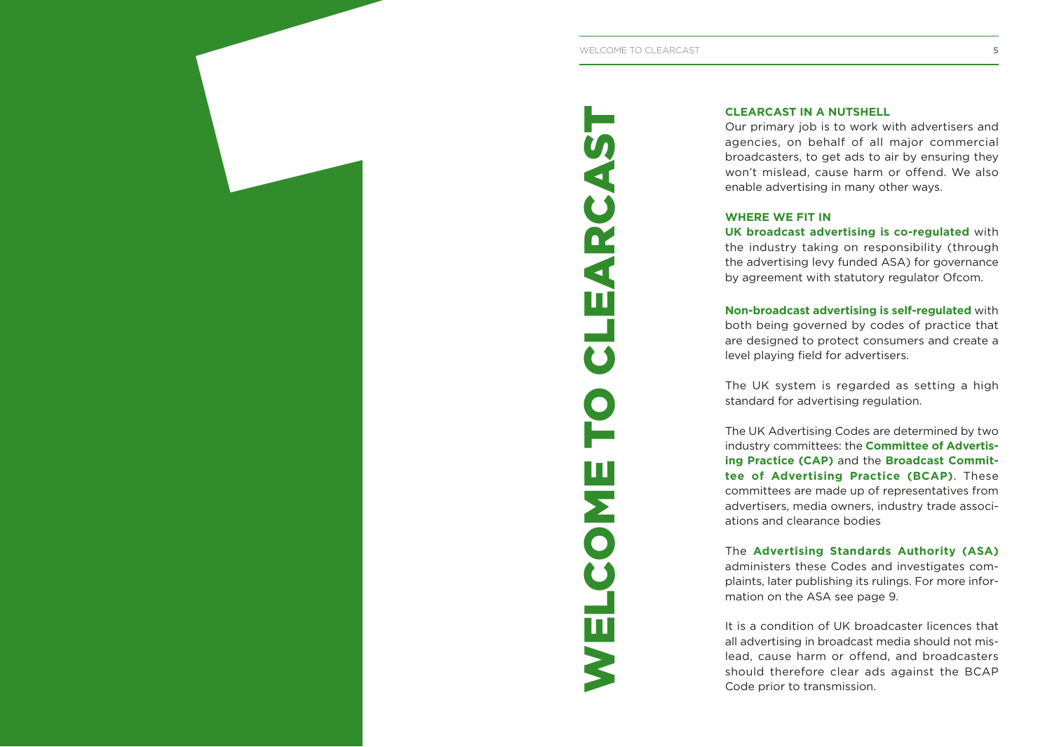# WELCOME TO CLEARCAST

### CLEARCAST IN A NUTSHELL

Our primary job is to work with advertisers and agencies, on behalf of all major commercial broadcasters, to get ads to air by ensuring they won't mislead, cause harm or offend. We also enable advertising in many other ways.

### WHERE WE FIT IN

**UK broadcast advertising is co-regulated** with the industry taking on responsibility (through the advertising levy funded ASA) for governance by agreement with statutory regulator Ofcom.

**Non-broadcast advertising is self-regulated** with both being governed by codes of practice that are designed to protect consumers and create a level playing field for advertisers.

The UK system is regarded as setting a high standard for advertising regulation.

The UK Advertising Codes are determined by two industry committees: the **Committee of Advertising Practice (CAP)** and the **Broadcast Committee of Advertising Practice (BCAP)**. These committees are made up of representatives from advertisers, media owners, industry trade associations and clearance bodies

The **Advertising Standards Authority (ASA)** administers these Codes and investigates complaints, later publishing its rulings. For more information on the ASA see page 9.

It is a condition of UK broadcaster licences that all advertising in broadcast media should not mislead, cause harm or offend, and broadcasters should therefore clear ads against the BCAP Code prior to transmission.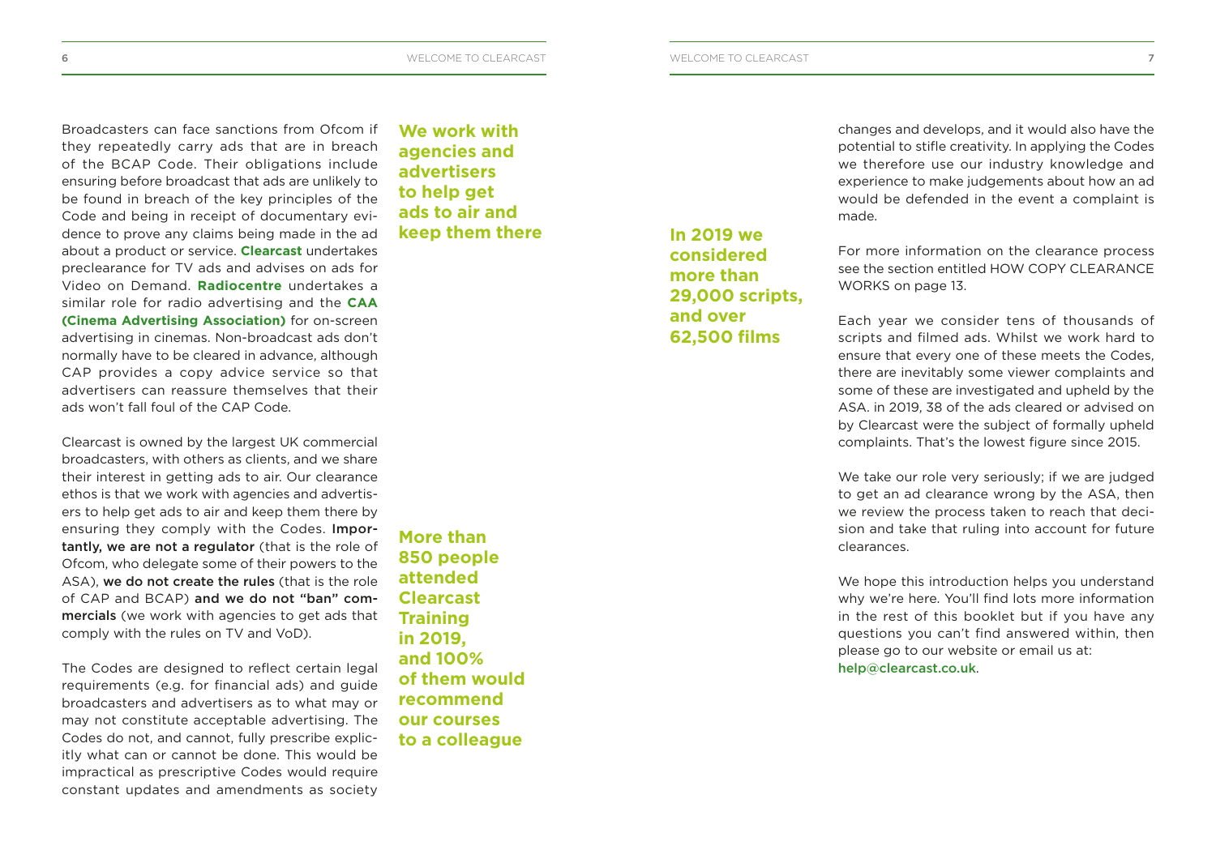Broadcasters can face sanctions from Ofcom if they repeatedly carry ads that are in breach of the BCAP Code. Their obligations include ensuring before broadcast that ads are unlikely to be found in breach of the key principles of the Code and being in receipt of documentary evidence to prove any claims being made in the ad about a product or service. **Clearcast** undertakes preclearance for TV ads and advises on ads for Video on Demand. **Radiocentre** undertakes a similar role for radio advertising and the **CAA (Cinema Advertising Association)** for on-screen advertising in cinemas. Non-broadcast ads don't normally have to be cleared in advance, although CAP provides a copy advice service so that advertisers can reassure themselves that their ads won't fall foul of the CAP Code.

**We work with agencies and advertisers to help get ads to air and keep them there**

Clearcast is owned by the largest UK commercial broadcasters, with others as clients, and we share their interest in getting ads to air. Our clearance ethos is that we work with agencies and advertisers to help get ads to air and keep them there by ensuring they comply with the Codes. **Importantly, we are not a regulator** (that is the role of Ofcom, who delegate some of their powers to the ASA), **we do not create the rules** (that is the role of CAP and BCAP) **and we do not "ban" commercials** (we work with agencies to get ads that comply with the rules on TV and VoD).

**More than 850 people attended Clearcast Training in 2019, and 100% of them would recommend our courses to a colleague**

The Codes are designed to reflect certain legal requirements (e.g. for financial ads) and guide broadcasters and advertisers as to what may or may not constitute acceptable advertising. The Codes do not, and cannot, fully prescribe explicitly what can or cannot be done. This would be impractical as prescriptive Codes would require constant updates and amendments as society changes and develops, and it would also have the potential to stifle creativity. In applying the Codes we therefore use our industry knowledge and experience to make judgements about how an ad would be defended in the event a complaint is made.

**In 2019 we considered more than 29,000 scripts, and over 62,500 films**

For more information on the clearance process see the section entitled HOW COPY CLEARANCE WORKS on page 13.

Each year we consider tens of thousands of scripts and filmed ads. Whilst we work hard to ensure that every one of these meets the Codes, there are inevitably some viewer complaints and some of these are investigated and upheld by the ASA. in 2019, 38 of the ads cleared or advised on by Clearcast were the subject of formally upheld complaints. That's the lowest figure since 2015.

We take our role very seriously; if we are judged to get an ad clearance wrong by the ASA, then we review the process taken to reach that decision and take that ruling into account for future clearances.

We hope this introduction helps you understand why we're here. You'll find lots more information in the rest of this booklet but if you have any questions you can't find answered within, then please go to our website or email us at: help@clearcast.co.uk.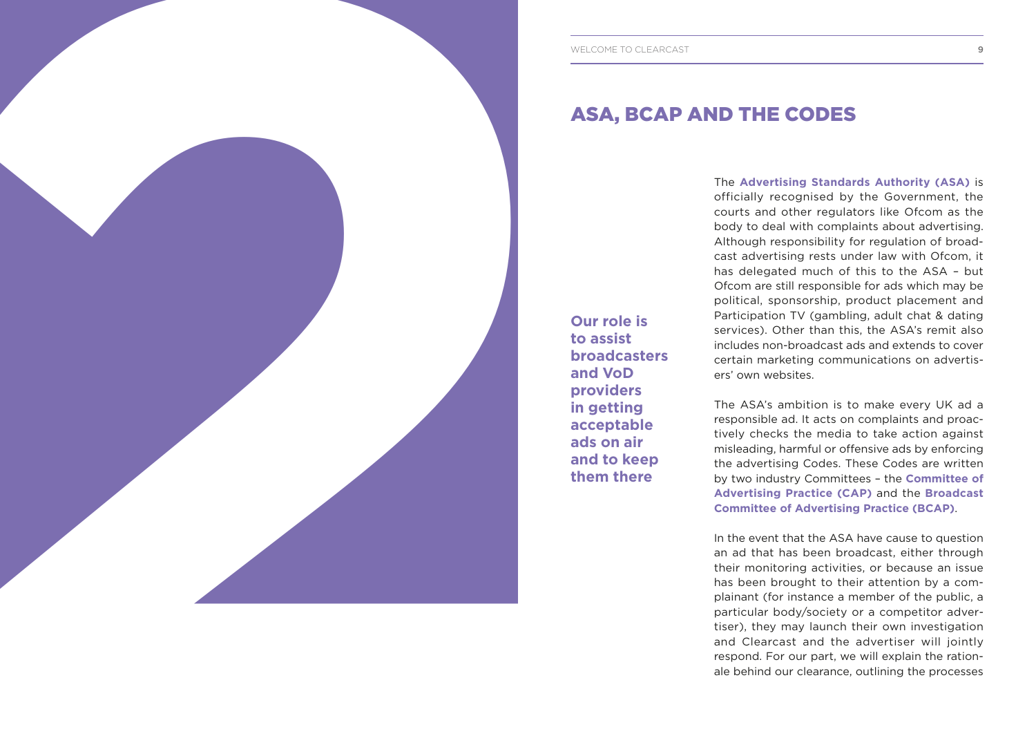## ASA, BCAP AND THE CODES

**Our role is to assist broadcasters and VoD providers in getting acceptable ads on air and to keep them there**

The **Advertising Standards Authority (ASA)** is officially recognised by the Government, the courts and other regulators like Ofcom as the body to deal with complaints about advertising. Although responsibility for regulation of broadcast advertising rests under law with Ofcom, it has delegated much of this to the ASA – but Ofcom are still responsible for ads which may be political, sponsorship, product placement and Participation TV (gambling, adult chat & dating services). Other than this, the ASA's remit also includes non-broadcast ads and extends to cover certain marketing communications on advertisers' own websites.

The ASA's ambition is to make every UK ad a responsible ad. It acts on complaints and proactively checks the media to take action against misleading, harmful or offensive ads by enforcing the advertising Codes. These Codes are written by two industry Committees – the **Committee of Advertising Practice (CAP)** and the **Broadcast Committee of Advertising Practice (BCAP)**.

In the event that the ASA have cause to question an ad that has been broadcast, either through their monitoring activities, or because an issue has been brought to their attention by a complainant (for instance a member of the public, a particular body/society or a competitor advertiser), they may launch their own investigation and Clearcast and the advertiser will jointly respond. For our part, we will explain the rationale behind our clearance, outlining the processes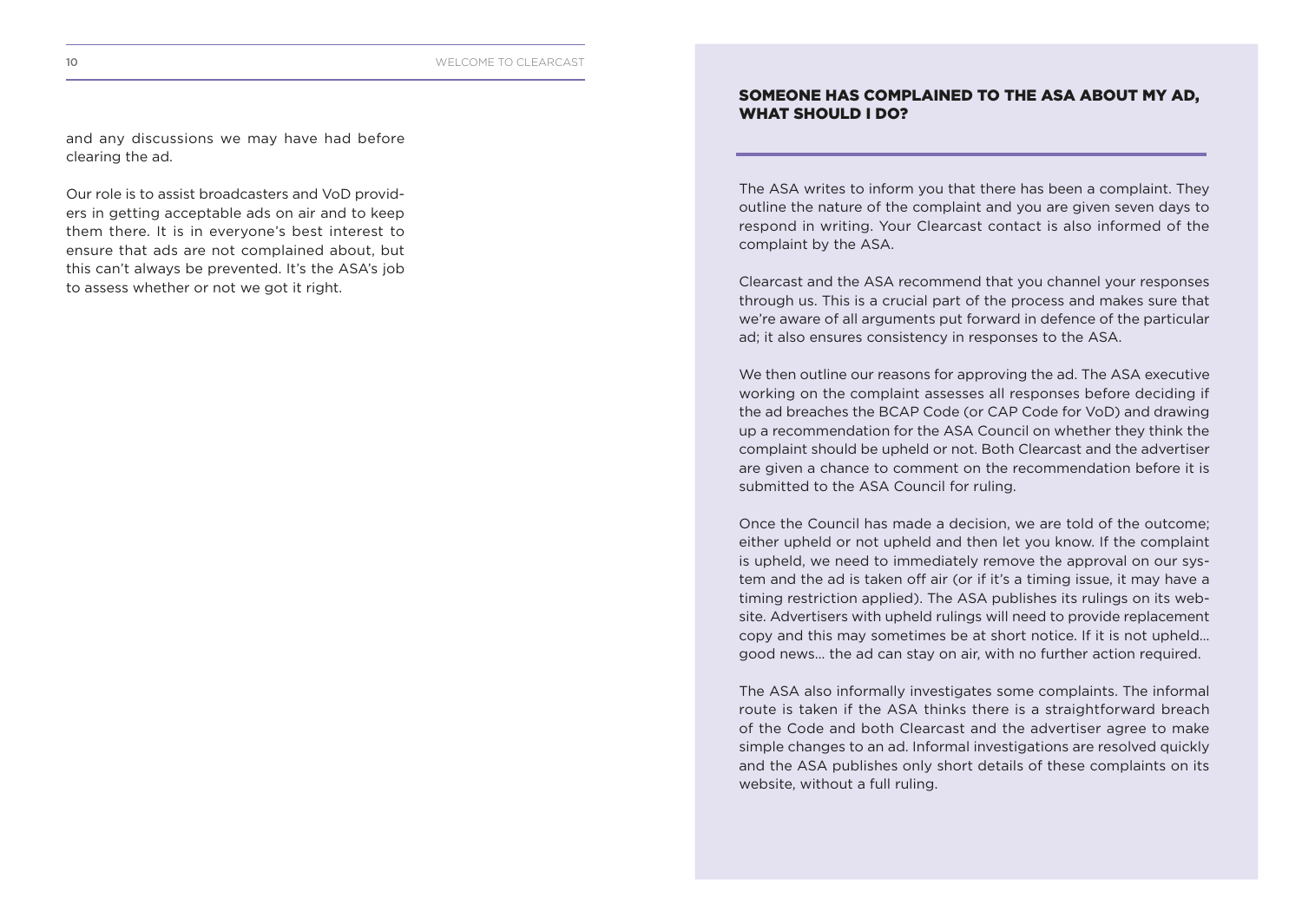and any discussions we may have had before clearing the ad.

Our role is to assist broadcasters and VoD providers in getting acceptable ads on air and to keep them there. It is in everyone's best interest to ensure that ads are not complained about, but this can't always be prevented. It's the ASA's job to assess whether or not we got it right.

## SOMEONE HAS COMPLAINED TO THE ASA ABOUT MY AD, WHAT SHOULD I DO?

The ASA writes to inform you that there has been a complaint. They outline the nature of the complaint and you are given seven days to respond in writing. Your Clearcast contact is also informed of the complaint by the ASA.

Clearcast and the ASA recommend that you channel your responses through us. This is a crucial part of the process and makes sure that we're aware of all arguments put forward in defence of the particular ad; it also ensures consistency in responses to the ASA.

We then outline our reasons for approving the ad. The ASA executive working on the complaint assesses all responses before deciding if the ad breaches the BCAP Code (or CAP Code for VoD) and drawing up a recommendation for the ASA Council on whether they think the complaint should be upheld or not. Both Clearcast and the advertiser are given a chance to comment on the recommendation before it is submitted to the ASA Council for ruling.

Once the Council has made a decision, we are told of the outcome; either upheld or not upheld and then let you know. If the complaint is upheld, we need to immediately remove the approval on our system and the ad is taken off air (or if it's a timing issue, it may have a timing restriction applied). The ASA publishes its rulings on its website. Advertisers with upheld rulings will need to provide replacement copy and this may sometimes be at short notice. If it is not upheld… good news… the ad can stay on air, with no further action required.

The ASA also informally investigates some complaints. The informal route is taken if the ASA thinks there is a straightforward breach of the Code and both Clearcast and the advertiser agree to make simple changes to an ad. Informal investigations are resolved quickly and the ASA publishes only short details of these complaints on its website, without a full ruling.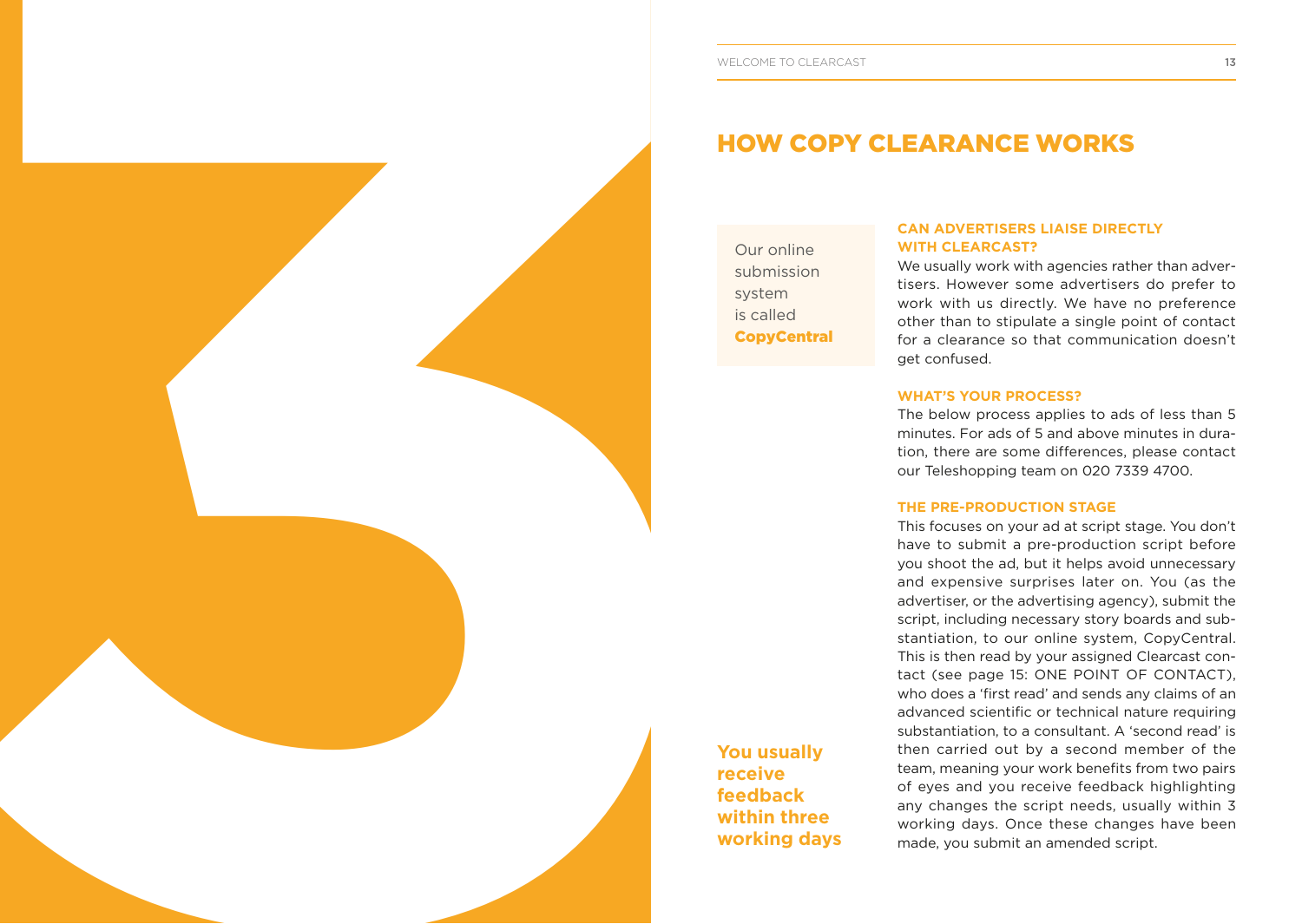# HOW COPY CLEARANCE WORKS

Our online submission system is called **CopyCentral**

### CAN ADVERTISERS LIAISE DIRECTLY WITH CLEARCAST?

We usually work with agencies rather than advertisers. However some advertisers do prefer to work with us directly. We have no preference other than to stipulate a single point of contact for a clearance so that communication doesn't get confused.

### WHAT'S YOUR PROCESS?

The below process applies to ads of less than 5 minutes. For ads of 5 and above minutes in duration, there are some differences, please contact our Teleshopping team on 020 7339 4700.

### THE PRE-PRODUCTION STAGE

This focuses on your ad at script stage. You don't have to submit a pre-production script before you shoot the ad, but it helps avoid unnecessary and expensive surprises later on. You (as the advertiser, or the advertising agency), submit the script, including necessary story boards and substantiation, to our online system, CopyCentral. This is then read by your assigned Clearcast contact (see page 15: ONE POINT OF CONTACT), who does a 'first read' and sends any claims of an advanced scientific or technical nature requiring substantiation, to a consultant. A 'second read' is then carried out by a second member of the team, meaning your work benefits from two pairs of eyes and you receive feedback highlighting any changes the script needs, usually within 3 working days. Once these changes have been made, you submit an amended script.

**You usually receive feedback within three working days**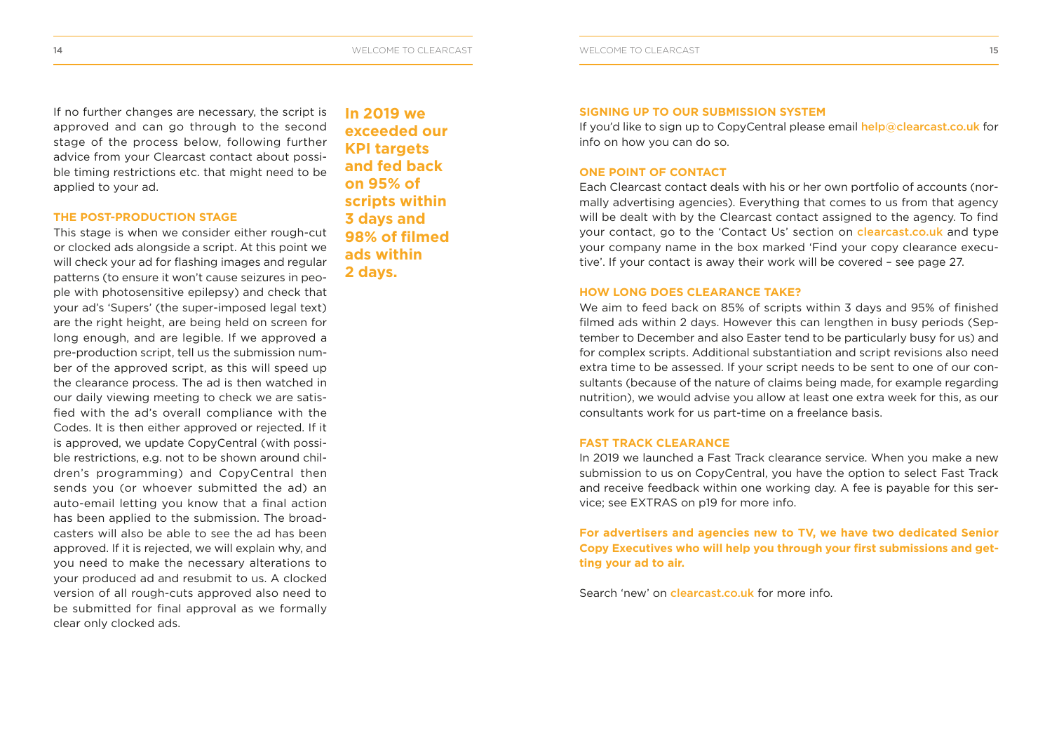If no further changes are necessary, the script is approved and can go through to the second stage of the process below, following further advice from your Clearcast contact about possible timing restrictions etc. that might need to be applied to your ad.

### THE POST-PRODUCTION STAGE

This stage is when we consider either rough-cut or clocked ads alongside a script. At this point we will check your ad for flashing images and regular patterns (to ensure it won't cause seizures in people with photosensitive epilepsy) and check that your ad's 'Supers' (the super-imposed legal text) are the right height, are being held on screen for long enough, and are legible. If we approved a pre-production script, tell us the submission number of the approved script, as this will speed up the clearance process. The ad is then watched in our daily viewing meeting to check we are satisfied with the ad's overall compliance with the Codes. It is then either approved or rejected. If it is approved, we update CopyCentral (with possible restrictions, e.g. not to be shown around children's programming) and CopyCentral then sends you (or whoever submitted the ad) an auto-email letting you know that a final action has been applied to the submission. The broadcasters will also be able to see the ad has been approved. If it is rejected, we will explain why, and you need to make the necessary alterations to your produced ad and resubmit to us. A clocked version of all rough-cuts approved also need to be submitted for final approval as we formally clear only clocked ads.

**In 2019 we exceeded our KPI targets and fed back on 95% of scripts within 3 days and 98% of filmed ads within 2 days.**

### SIGNING UP TO OUR SUBMISSION SYSTEM

If you'd like to sign up to CopyCentral please email help@clearcast.co.uk for info on how you can do so.

### ONE POINT OF CONTACT

Each Clearcast contact deals with his or her own portfolio of accounts (normally advertising agencies). Everything that comes to us from that agency will be dealt with by the Clearcast contact assigned to the agency. To find your contact, go to the 'Contact Us' section on clearcast.co.uk and type your company name in the box marked 'Find your copy clearance executive'. If your contact is away their work will be covered – see page 27.

### HOW LONG DOES CLEARANCE TAKE?

We aim to feed back on 85% of scripts within 3 days and 95% of finished filmed ads within 2 days. However this can lengthen in busy periods (September to December and also Easter tend to be particularly busy for us) and for complex scripts. Additional substantiation and script revisions also need extra time to be assessed. If your script needs to be sent to one of our consultants (because of the nature of claims being made, for example regarding nutrition), we would advise you allow at least one extra week for this, as our consultants work for us part-time on a freelance basis.

### FAST TRACK CLEARANCE

In 2019 we launched a Fast Track clearance service. When you make a new submission to us on CopyCentral, you have the option to select Fast Track and receive feedback within one working day. A fee is payable for this service; see EXTRAS on p19 for more info.

**For advertisers and agencies new to TV, we have two dedicated Senior Copy Executives who will help you through your first submissions and getting your ad to air.**

Search 'new' on clearcast.co.uk for more info.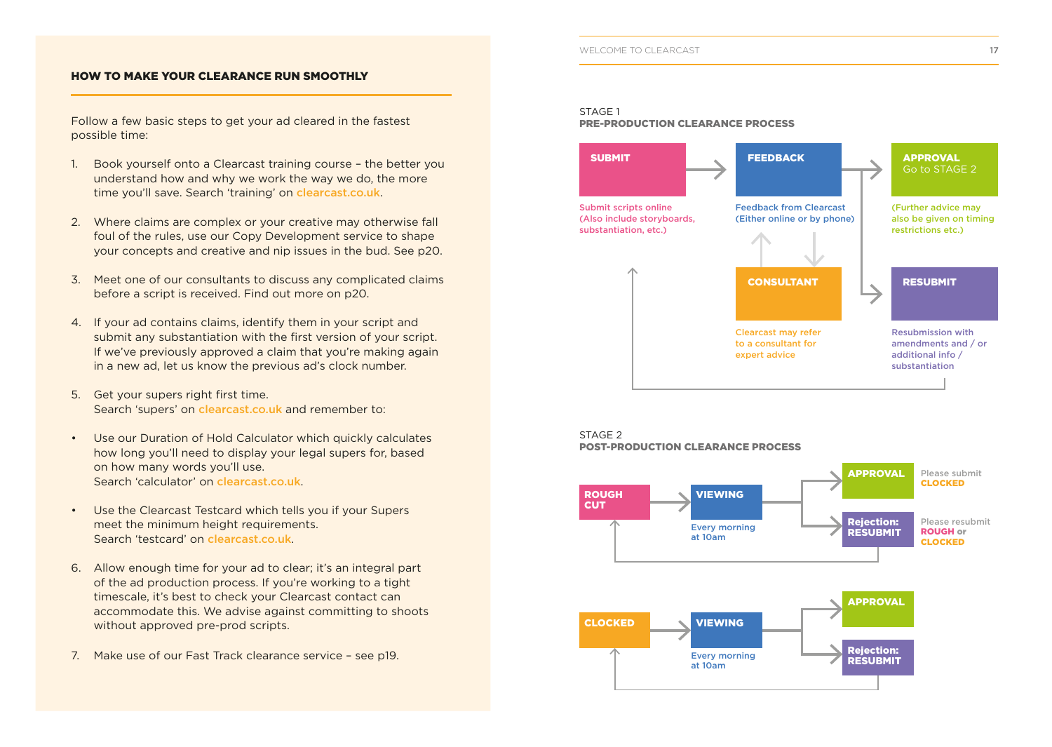## HOW TO MAKE YOUR CLEARANCE RUN SMOOTHLY

Follow a few basic steps to get your ad cleared in the fastest possible time:

1. Book yourself onto a Clearcast training course – the better you understand how and why we work the way we do, the more time you'll save. Search 'training' on clearcast.co.uk.

2. Where claims are complex or your creative may otherwise fall foul of the rules, use our Copy Development service to shape your concepts and creative and nip issues in the bud. See p20.

3. Meet one of our consultants to discuss any complicated claims before a script is received. Find out more on p20.

4. If your ad contains claims, identify them in your script and submit any substantiation with the first version of your script. If we've previously approved a claim that you're making again in a new ad, let us know the previous ad's clock number.

5. Get your supers right first time.
   Search 'supers' on clearcast.co.uk and remember to:

- Use our Duration of Hold Calculator which quickly calculates how long you'll need to display your legal supers for, based on how many words you'll use.
  Search 'calculator' on clearcast.co.uk.

- Use the Clearcast Testcard which tells you if your Supers meet the minimum height requirements.
  Search 'testcard' on clearcast.co.uk.

6. Allow enough time for your ad to clear; it's an integral part of the ad production process. If you're working to a tight timescale, it's best to check your Clearcast contact can accommodate this. We advise against committing to shoots without approved pre-prod scripts.

7. Make use of our Fast Track clearance service – see p19.

STAGE 1
**PRE-PRODUCTION CLEARANCE PROCESS**

**SUBMIT** → **FEEDBACK** → **APPROVAL** Go to STAGE 2

Submit scripts online (Also include storyboards, substantiation, etc.)

Feedback from Clearcast (Either online or by phone)

(Further advice may also be given on timing restrictions etc.)

**CONSULTANT**

Clearcast may refer to a consultant for expert advice

**RESUBMIT**

Resubmission with amendments and / or additional info / substantiation

STAGE 2
**POST-PRODUCTION CLEARANCE PROCESS**

**ROUGH CUT** → **VIEWING** (Every morning at 10am) → **APPROVAL** Please submit **CLOCKED** / **Rejection: RESUBMIT** Please resubmit **ROUGH** or **CLOCKED**

**CLOCKED** → **VIEWING** (Every morning at 10am) → **APPROVAL** / **Rejection: RESUBMIT**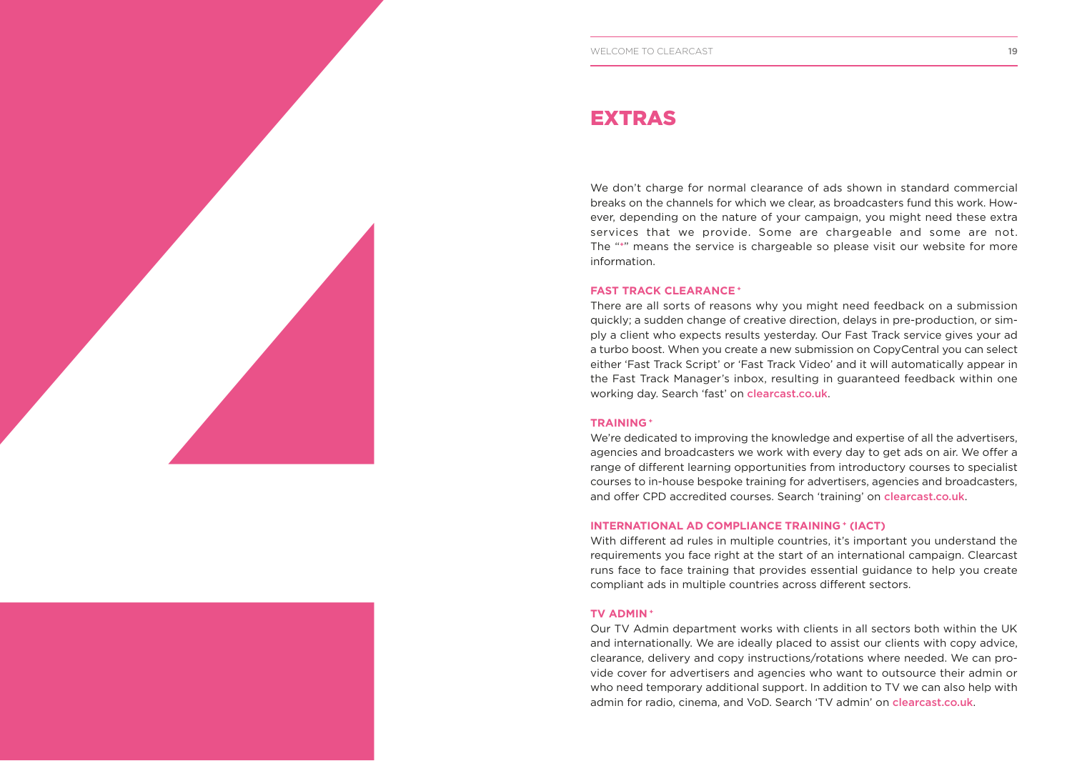# EXTRAS

We don't charge for normal clearance of ads shown in standard commercial breaks on the channels for which we clear, as broadcasters fund this work. However, depending on the nature of your campaign, you might need these extra services that we provide. Some are chargeable and some are not. The "+" means the service is chargeable so please visit our website for more information.

**FAST TRACK CLEARANCE +**

There are all sorts of reasons why you might need feedback on a submission quickly; a sudden change of creative direction, delays in pre-production, or simply a client who expects results yesterday. Our Fast Track service gives your ad a turbo boost. When you create a new submission on CopyCentral you can select either 'Fast Track Script' or 'Fast Track Video' and it will automatically appear in the Fast Track Manager's inbox, resulting in guaranteed feedback within one working day. Search 'fast' on clearcast.co.uk.

**TRAINING +**

We're dedicated to improving the knowledge and expertise of all the advertisers, agencies and broadcasters we work with every day to get ads on air. We offer a range of different learning opportunities from introductory courses to specialist courses to in-house bespoke training for advertisers, agencies and broadcasters, and offer CPD accredited courses. Search 'training' on clearcast.co.uk.

**INTERNATIONAL AD COMPLIANCE TRAINING + (IACT)**

With different ad rules in multiple countries, it's important you understand the requirements you face right at the start of an international campaign. Clearcast runs face to face training that provides essential guidance to help you create compliant ads in multiple countries across different sectors.

**TV ADMIN +**

Our TV Admin department works with clients in all sectors both within the UK and internationally. We are ideally placed to assist our clients with copy advice, clearance, delivery and copy instructions/rotations where needed. We can provide cover for advertisers and agencies who want to outsource their admin or who need temporary additional support. In addition to TV we can also help with admin for radio, cinema, and VoD. Search 'TV admin' on clearcast.co.uk.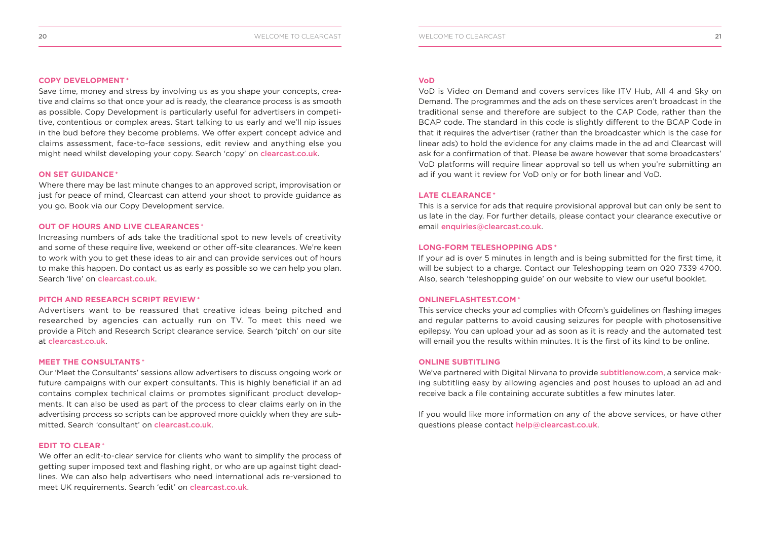### COPY DEVELOPMENT *

Save time, money and stress by involving us as you shape your concepts, creative and claims so that once your ad is ready, the clearance process is as smooth as possible. Copy Development is particularly useful for advertisers in competitive, contentious or complex areas. Start talking to us early and we'll nip issues in the bud before they become problems. We offer expert concept advice and claims assessment, face-to-face sessions, edit review and anything else you might need whilst developing your copy. Search 'copy' on clearcast.co.uk.

### ON SET GUIDANCE *

Where there may be last minute changes to an approved script, improvisation or just for peace of mind, Clearcast can attend your shoot to provide guidance as you go. Book via our Copy Development service.

### OUT OF HOURS AND LIVE CLEARANCES *

Increasing numbers of ads take the traditional spot to new levels of creativity and some of these require live, weekend or other off-site clearances. We're keen to work with you to get these ideas to air and can provide services out of hours to make this happen. Do contact us as early as possible so we can help you plan. Search 'live' on clearcast.co.uk.

### PITCH AND RESEARCH SCRIPT REVIEW *

Advertisers want to be reassured that creative ideas being pitched and researched by agencies can actually run on TV. To meet this need we provide a Pitch and Research Script clearance service. Search 'pitch' on our site at clearcast.co.uk.

### MEET THE CONSULTANTS *

Our 'Meet the Consultants' sessions allow advertisers to discuss ongoing work or future campaigns with our expert consultants. This is highly beneficial if an ad contains complex technical claims or promotes significant product developments. It can also be used as part of the process to clear claims early on in the advertising process so scripts can be approved more quickly when they are submitted. Search 'consultant' on clearcast.co.uk.

### EDIT TO CLEAR *

We offer an edit-to-clear service for clients who want to simplify the process of getting super imposed text and flashing right, or who are up against tight deadlines. We can also help advertisers who need international ads re-versioned to meet UK requirements. Search 'edit' on clearcast.co.uk.

### VoD

VoD is Video on Demand and covers services like ITV Hub, All 4 and Sky on Demand. The programmes and the ads on these services aren't broadcast in the traditional sense and therefore are subject to the CAP Code, rather than the BCAP code. The standard in this code is slightly different to the BCAP Code in that it requires the advertiser (rather than the broadcaster which is the case for linear ads) to hold the evidence for any claims made in the ad and Clearcast will ask for a confirmation of that. Please be aware however that some broadcasters' VoD platforms will require linear approval so tell us when you're submitting an ad if you want it review for VoD only or for both linear and VoD.

### LATE CLEARANCE *

This is a service for ads that require provisional approval but can only be sent to us late in the day. For further details, please contact your clearance executive or email enquiries@clearcast.co.uk.

### LONG-FORM TELESHOPPING ADS *

If your ad is over 5 minutes in length and is being submitted for the first time, it will be subject to a charge. Contact our Teleshopping team on 020 7339 4700. Also, search 'teleshopping guide' on our website to view our useful booklet.

### ONLINEFLASHTEST.COM *

This service checks your ad complies with Ofcom's guidelines on flashing images and regular patterns to avoid causing seizures for people with photosensitive epilepsy. You can upload your ad as soon as it is ready and the automated test will email you the results within minutes. It is the first of its kind to be online.

### ONLINE SUBTITLING

We've partnered with Digital Nirvana to provide subtitlenow.com, a service making subtitling easy by allowing agencies and post houses to upload an ad and receive back a file containing accurate subtitles a few minutes later.

If you would like more information on any of the above services, or have other questions please contact help@clearcast.co.uk.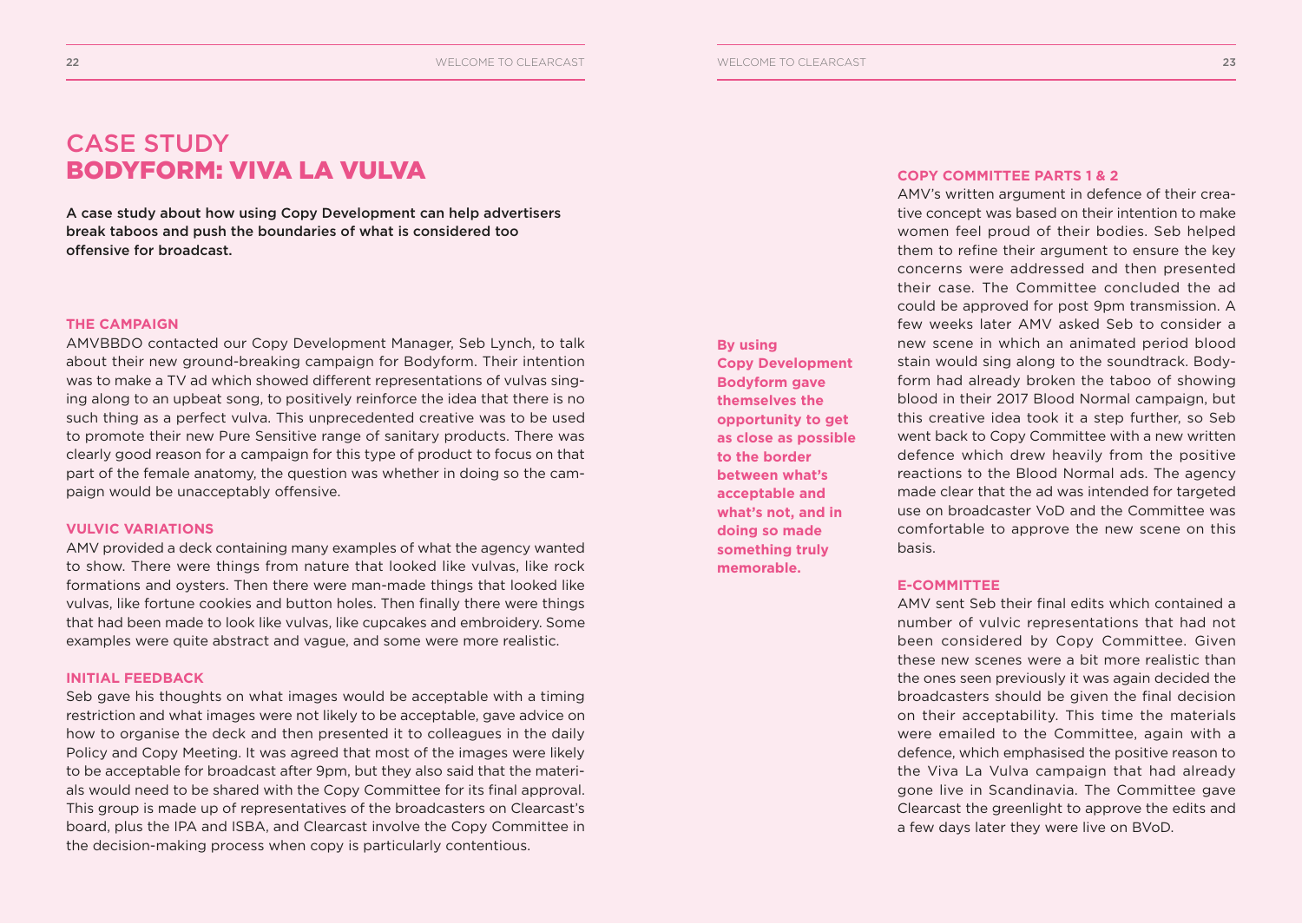# CASE STUDY
# BODYFORM: VIVA LA VULVA

**A case study about how using Copy Development can help advertisers break taboos and push the boundaries of what is considered too offensive for broadcast.**

### THE CAMPAIGN

AMVBBDO contacted our Copy Development Manager, Seb Lynch, to talk about their new ground-breaking campaign for Bodyform. Their intention was to make a TV ad which showed different representations of vulvas singing along to an upbeat song, to positively reinforce the idea that there is no such thing as a perfect vulva. This unprecedented creative was to be used to promote their new Pure Sensitive range of sanitary products. There was clearly good reason for a campaign for this type of product to focus on that part of the female anatomy, the question was whether in doing so the campaign would be unacceptably offensive.

### VULVIC VARIATIONS

AMV provided a deck containing many examples of what the agency wanted to show. There were things from nature that looked like vulvas, like rock formations and oysters. Then there were man-made things that looked like vulvas, like fortune cookies and button holes. Then finally there were things that had been made to look like vulvas, like cupcakes and embroidery. Some examples were quite abstract and vague, and some were more realistic.

### INITIAL FEEDBACK

Seb gave his thoughts on what images would be acceptable with a timing restriction and what images were not likely to be acceptable, gave advice on how to organise the deck and then presented it to colleagues in the daily Policy and Copy Meeting. It was agreed that most of the images were likely to be acceptable for broadcast after 9pm, but they also said that the materials would need to be shared with the Copy Committee for its final approval. This group is made up of representatives of the broadcasters on Clearcast's board, plus the IPA and ISBA, and Clearcast involve the Copy Committee in the decision-making process when copy is particularly contentious.

**By using Copy Development Bodyform gave themselves the opportunity to get as close as possible to the border between what's acceptable and what's not, and in doing so made something truly memorable.**

### COPY COMMITTEE PARTS 1 & 2

AMV's written argument in defence of their creative concept was based on their intention to make women feel proud of their bodies. Seb helped them to refine their argument to ensure the key concerns were addressed and then presented their case. The Committee concluded the ad could be approved for post 9pm transmission. A few weeks later AMV asked Seb to consider a new scene in which an animated period blood stain would sing along to the soundtrack. Bodyform had already broken the taboo of showing blood in their 2017 Blood Normal campaign, but this creative idea took it a step further, so Seb went back to Copy Committee with a new written defence which drew heavily from the positive reactions to the Blood Normal ads. The agency made clear that the ad was intended for targeted use on broadcaster VoD and the Committee was comfortable to approve the new scene on this basis.

### E-COMMITTEE

AMV sent Seb their final edits which contained a number of vulvic representations that had not been considered by Copy Committee. Given these new scenes were a bit more realistic than the ones seen previously it was again decided the broadcasters should be given the final decision on their acceptability. This time the materials were emailed to the Committee, again with a defence, which emphasised the positive reason to the Viva La Vulva campaign that had already gone live in Scandinavia. The Committee gave Clearcast the greenlight to approve the edits and a few days later they were live on BVoD.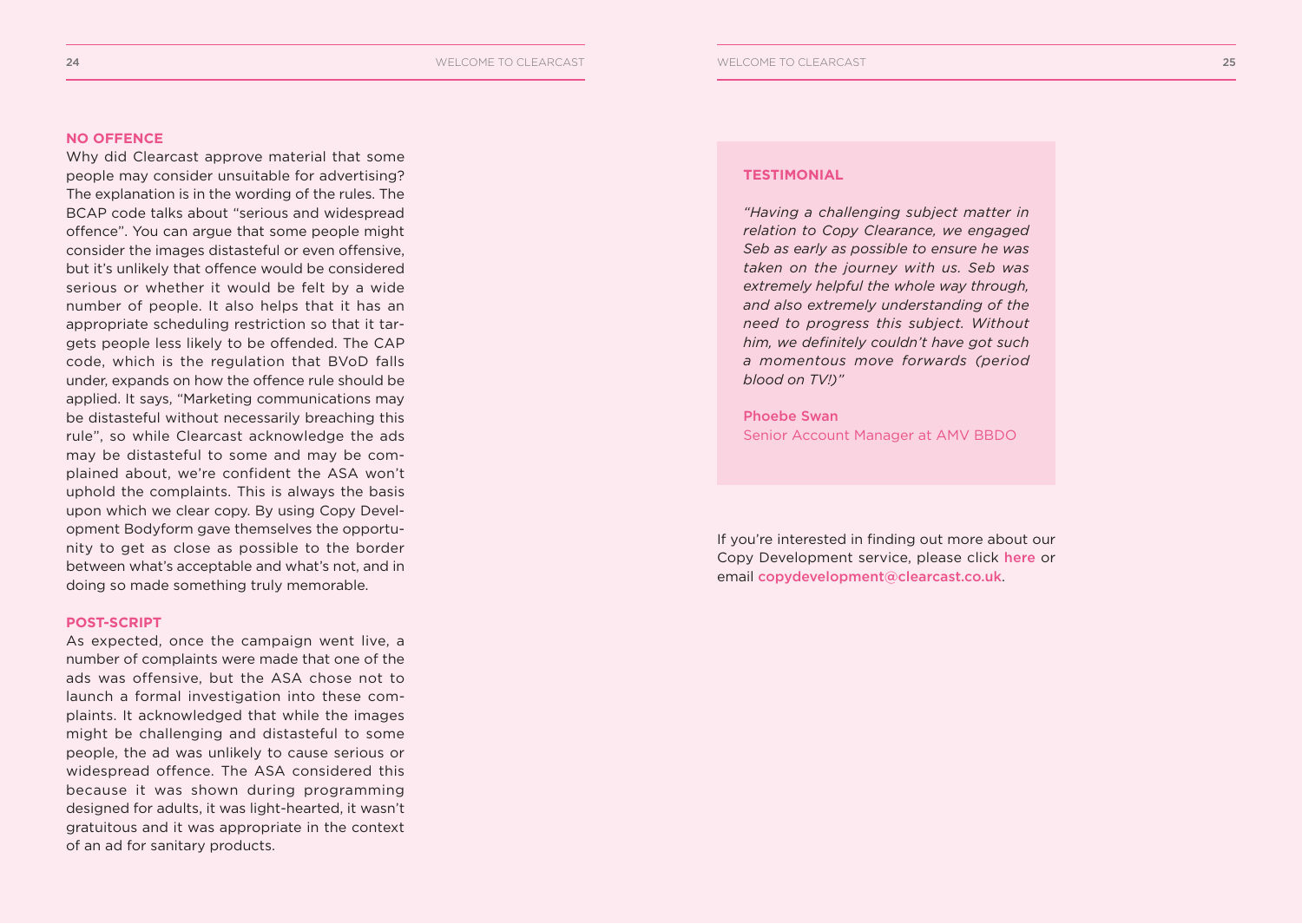### NO OFFENCE

Why did Clearcast approve material that some people may consider unsuitable for advertising? The explanation is in the wording of the rules. The BCAP code talks about "serious and widespread offence". You can argue that some people might consider the images distasteful or even offensive, but it's unlikely that offence would be considered serious or whether it would be felt by a wide number of people. It also helps that it has an appropriate scheduling restriction so that it targets people less likely to be offended. The CAP code, which is the regulation that BVoD falls under, expands on how the offence rule should be applied. It says, "Marketing communications may be distasteful without necessarily breaching this rule", so while Clearcast acknowledge the ads may be distasteful to some and may be complained about, we're confident the ASA won't uphold the complaints. This is always the basis upon which we clear copy. By using Copy Development Bodyform gave themselves the opportunity to get as close as possible to the border between what's acceptable and what's not, and in doing so made something truly memorable.

### POST-SCRIPT

As expected, once the campaign went live, a number of complaints were made that one of the ads was offensive, but the ASA chose not to launch a formal investigation into these complaints. It acknowledged that while the images might be challenging and distasteful to some people, the ad was unlikely to cause serious or widespread offence. The ASA considered this because it was shown during programming designed for adults, it was light-hearted, it wasn't gratuitous and it was appropriate in the context of an ad for sanitary products.

### TESTIMONIAL

*"Having a challenging subject matter in relation to Copy Clearance, we engaged Seb as early as possible to ensure he was taken on the journey with us. Seb was extremely helpful the whole way through, and also extremely understanding of the need to progress this subject. Without him, we definitely couldn't have got such a momentous move forwards (period blood on TV!)"*

**Phoebe Swan**
Senior Account Manager at AMV BBDO

If you're interested in finding out more about our Copy Development service, please click here or email copydevelopment@clearcast.co.uk.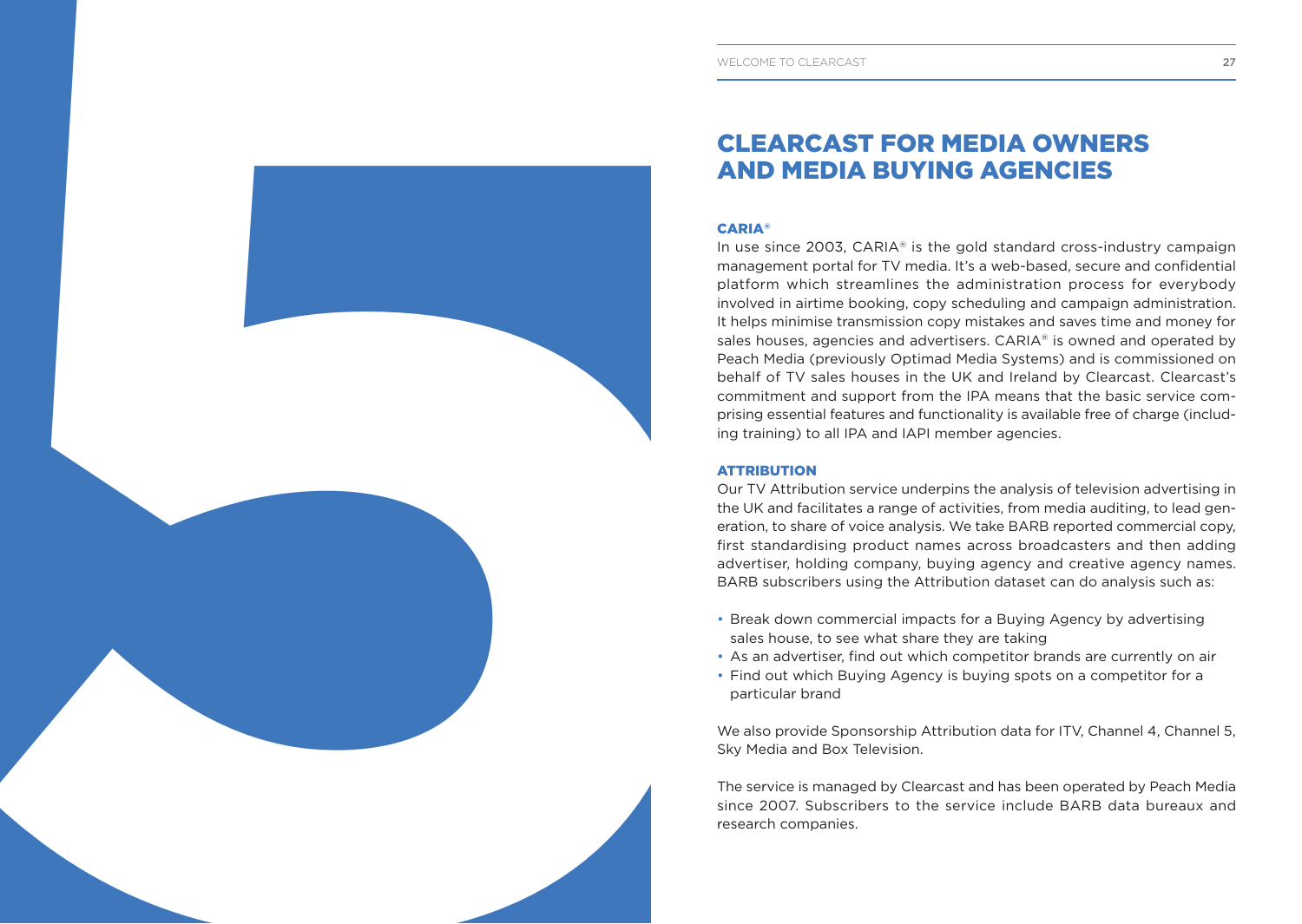# CLEARCAST FOR MEDIA OWNERS AND MEDIA BUYING AGENCIES

## CARIA®

In use since 2003, CARIA® is the gold standard cross-industry campaign management portal for TV media. It's a web-based, secure and confidential platform which streamlines the administration process for everybody involved in airtime booking, copy scheduling and campaign administration. It helps minimise transmission copy mistakes and saves time and money for sales houses, agencies and advertisers. CARIA® is owned and operated by Peach Media (previously Optimad Media Systems) and is commissioned on behalf of TV sales houses in the UK and Ireland by Clearcast. Clearcast's commitment and support from the IPA means that the basic service comprising essential features and functionality is available free of charge (including training) to all IPA and IAPI member agencies.

## ATTRIBUTION

Our TV Attribution service underpins the analysis of television advertising in the UK and facilitates a range of activities, from media auditing, to lead generation, to share of voice analysis. We take BARB reported commercial copy, first standardising product names across broadcasters and then adding advertiser, holding company, buying agency and creative agency names. BARB subscribers using the Attribution dataset can do analysis such as:

- Break down commercial impacts for a Buying Agency by advertising sales house, to see what share they are taking
- As an advertiser, find out which competitor brands are currently on air
- Find out which Buying Agency is buying spots on a competitor for a particular brand

We also provide Sponsorship Attribution data for ITV, Channel 4, Channel 5, Sky Media and Box Television.

The service is managed by Clearcast and has been operated by Peach Media since 2007. Subscribers to the service include BARB data bureaux and research companies.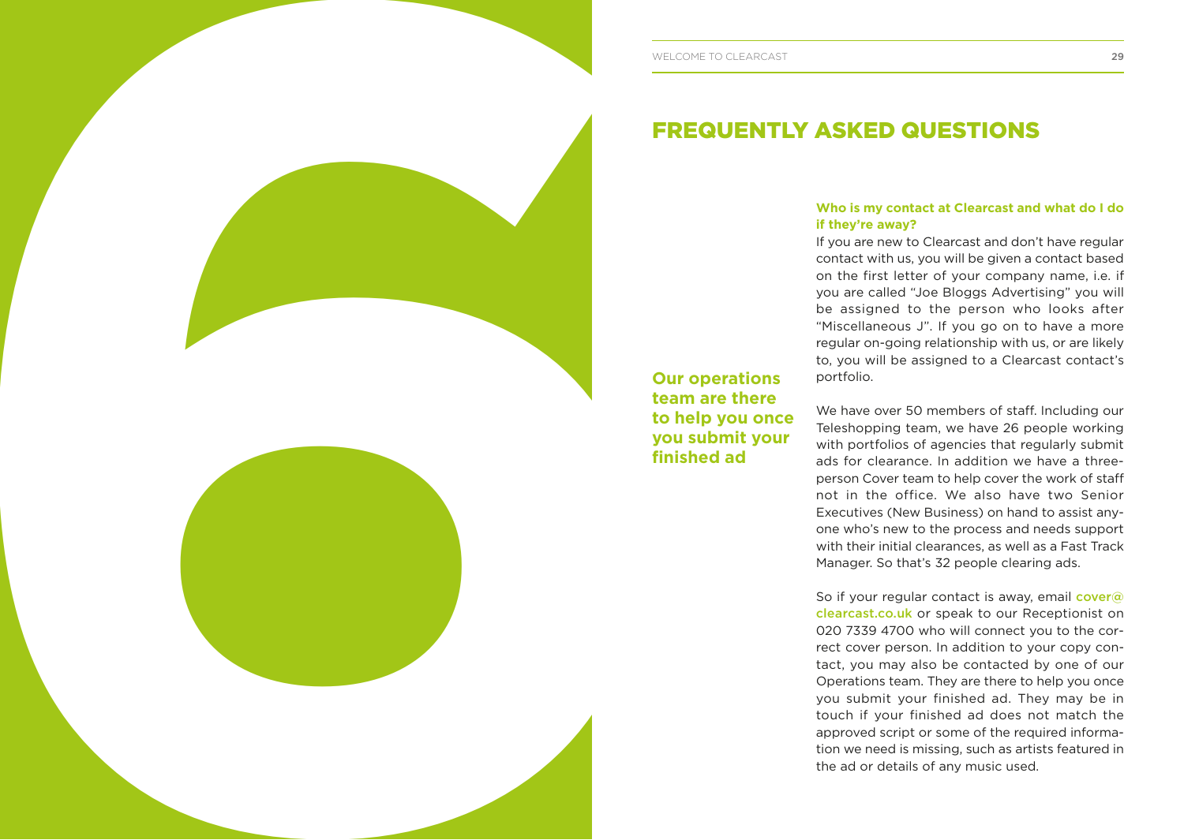# FREQUENTLY ASKED QUESTIONS

**Our operations team are there to help you once you submit your finished ad**

**Who is my contact at Clearcast and what do I do if they're away?**

If you are new to Clearcast and don't have regular contact with us, you will be given a contact based on the first letter of your company name, i.e. if you are called "Joe Bloggs Advertising" you will be assigned to the person who looks after "Miscellaneous J". If you go on to have a more regular on-going relationship with us, or are likely to, you will be assigned to a Clearcast contact's portfolio.

We have over 50 members of staff. Including our Teleshopping team, we have 26 people working with portfolios of agencies that regularly submit ads for clearance. In addition we have a three-person Cover team to help cover the work of staff not in the office. We also have two Senior Executives (New Business) on hand to assist anyone who's new to the process and needs support with their initial clearances, as well as a Fast Track Manager. So that's 32 people clearing ads.

So if your regular contact is away, email cover@clearcast.co.uk or speak to our Receptionist on 020 7339 4700 who will connect you to the correct cover person. In addition to your copy contact, you may also be contacted by one of our Operations team. They are there to help you once you submit your finished ad. They may be in touch if your finished ad does not match the approved script or some of the required information we need is missing, such as artists featured in the ad or details of any music used.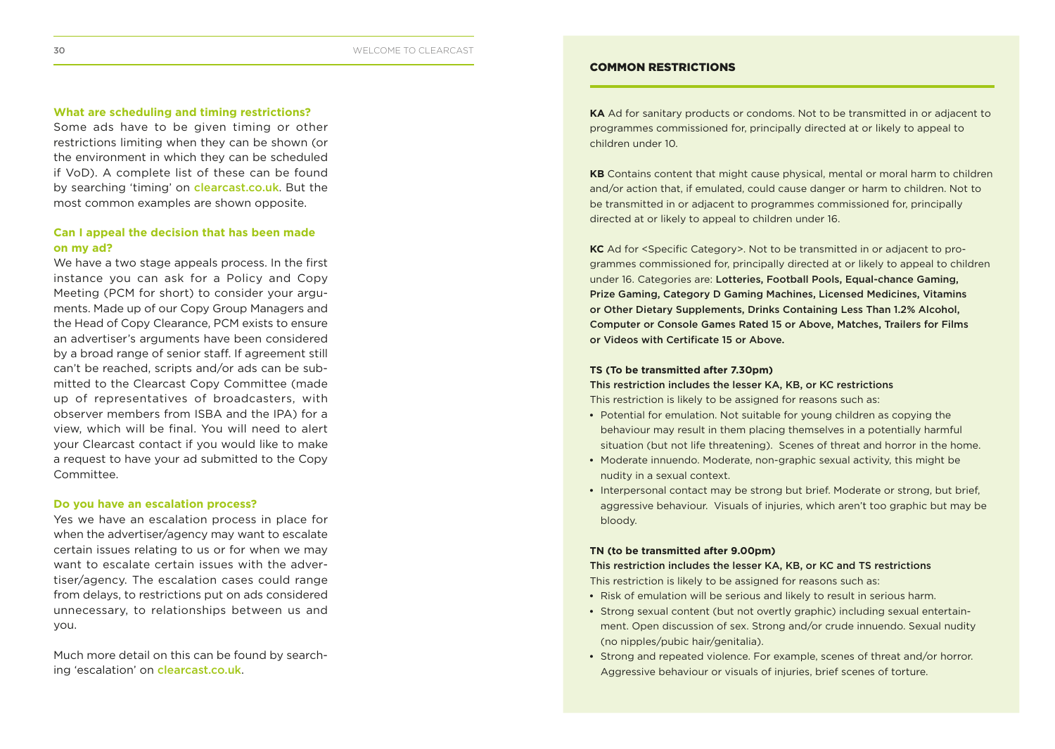### What are scheduling and timing restrictions?

Some ads have to be given timing or other restrictions limiting when they can be shown (or the environment in which they can be scheduled if VoD). A complete list of these can be found by searching 'timing' on clearcast.co.uk. But the most common examples are shown opposite.

### Can I appeal the decision that has been made on my ad?

We have a two stage appeals process. In the first instance you can ask for a Policy and Copy Meeting (PCM for short) to consider your arguments. Made up of our Copy Group Managers and the Head of Copy Clearance, PCM exists to ensure an advertiser's arguments have been considered by a broad range of senior staff. If agreement still can't be reached, scripts and/or ads can be submitted to the Clearcast Copy Committee (made up of representatives of broadcasters, with observer members from ISBA and the IPA) for a view, which will be final. You will need to alert your Clearcast contact if you would like to make a request to have your ad submitted to the Copy Committee.

### Do you have an escalation process?

Yes we have an escalation process in place for when the advertiser/agency may want to escalate certain issues relating to us or for when we may want to escalate certain issues with the advertiser/agency. The escalation cases could range from delays, to restrictions put on ads considered unnecessary, to relationships between us and you.

Much more detail on this can be found by searching 'escalation' on clearcast.co.uk.

## COMMON RESTRICTIONS

**KA** Ad for sanitary products or condoms. Not to be transmitted in or adjacent to programmes commissioned for, principally directed at or likely to appeal to children under 10.

**KB** Contains content that might cause physical, mental or moral harm to children and/or action that, if emulated, could cause danger or harm to children. Not to be transmitted in or adjacent to programmes commissioned for, principally directed at or likely to appeal to children under 16.

**KC** Ad for <Specific Category>. Not to be transmitted in or adjacent to programmes commissioned for, principally directed at or likely to appeal to children under 16. Categories are: Lotteries, Football Pools, Equal-chance Gaming, Prize Gaming, Category D Gaming Machines, Licensed Medicines, Vitamins or Other Dietary Supplements, Drinks Containing Less Than 1.2% Alcohol, Computer or Console Games Rated 15 or Above, Matches, Trailers for Films or Videos with Certificate 15 or Above.

**TS (To be transmitted after 7.30pm)**

This restriction includes the lesser KA, KB, or KC restrictions

This restriction is likely to be assigned for reasons such as:

- Potential for emulation. Not suitable for young children as copying the behaviour may result in them placing themselves in a potentially harmful situation (but not life threatening). Scenes of threat and horror in the home.
- Moderate innuendo. Moderate, non-graphic sexual activity, this might be nudity in a sexual context.
- Interpersonal contact may be strong but brief. Moderate or strong, but brief, aggressive behaviour. Visuals of injuries, which aren't too graphic but may be bloody.

**TN (to be transmitted after 9.00pm)**

This restriction includes the lesser KA, KB, or KC and TS restrictions

This restriction is likely to be assigned for reasons such as:

- Risk of emulation will be serious and likely to result in serious harm.
- Strong sexual content (but not overtly graphic) including sexual entertainment. Open discussion of sex. Strong and/or crude innuendo. Sexual nudity (no nipples/pubic hair/genitalia).
- Strong and repeated violence. For example, scenes of threat and/or horror. Aggressive behaviour or visuals of injuries, brief scenes of torture.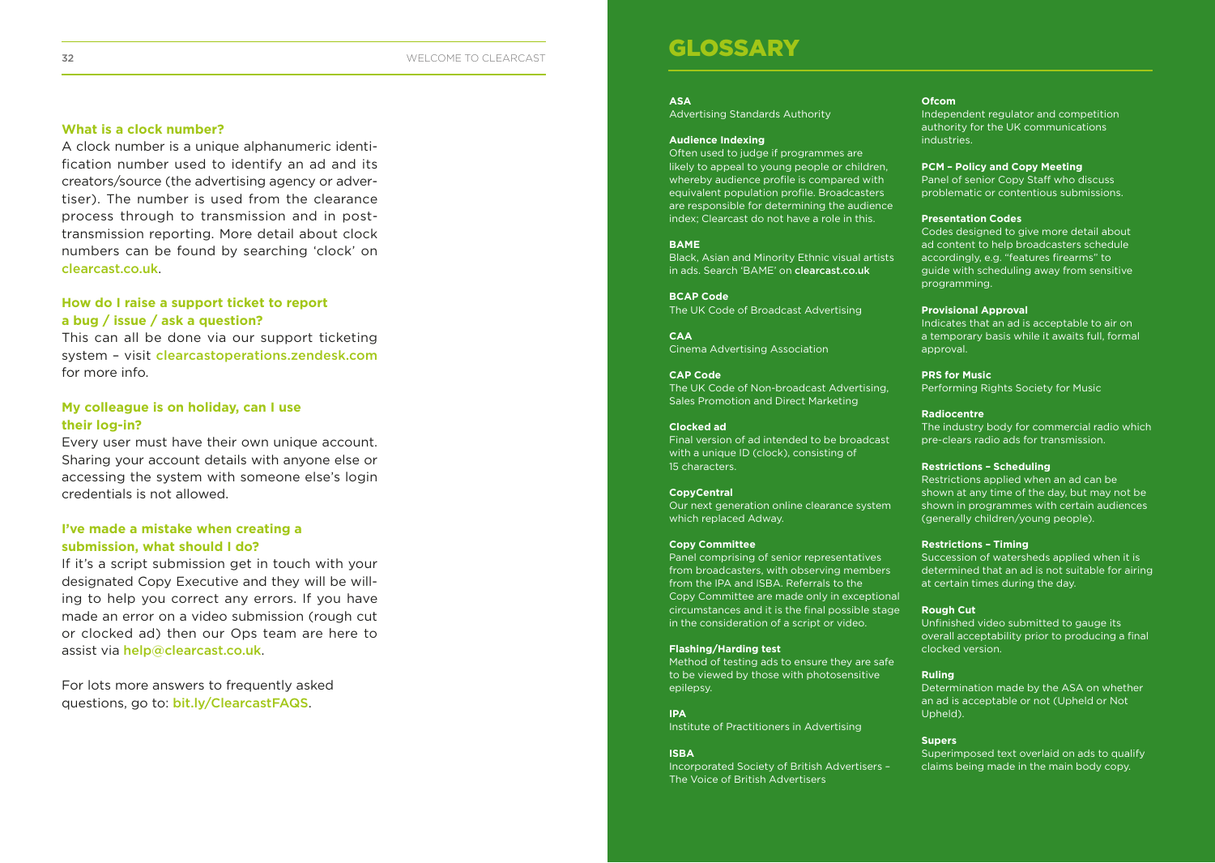### What is a clock number?

A clock number is a unique alphanumeric identification number used to identify an ad and its creators/source (the advertising agency or advertiser). The number is used from the clearance process through to transmission and in post-transmission reporting. More detail about clock numbers can be found by searching 'clock' on clearcast.co.uk.

### How do I raise a support ticket to report a bug / issue / ask a question?

This can all be done via our support ticketing system – visit clearcastoperations.zendesk.com for more info.

### My colleague is on holiday, can I use their log-in?

Every user must have their own unique account. Sharing your account details with anyone else or accessing the system with someone else's login credentials is not allowed.

### I've made a mistake when creating a submission, what should I do?

If it's a script submission get in touch with your designated Copy Executive and they will be willing to help you correct any errors. If you have made an error on a video submission (rough cut or clocked ad) then our Ops team are here to assist via help@clearcast.co.uk.

For lots more answers to frequently asked questions, go to: bit.ly/ClearcastFAQS.

# GLOSSARY

**ASA**
Advertising Standards Authority

**Audience Indexing**
Often used to judge if programmes are likely to appeal to young people or children, whereby audience profile is compared with equivalent population profile. Broadcasters are responsible for determining the audience index; Clearcast do not have a role in this.

**BAME**
Black, Asian and Minority Ethnic visual artists in ads. Search 'BAME' on clearcast.co.uk

**BCAP Code**
The UK Code of Broadcast Advertising

**CAA**
Cinema Advertising Association

**CAP Code**
The UK Code of Non-broadcast Advertising, Sales Promotion and Direct Marketing

**Clocked ad**
Final version of ad intended to be broadcast with a unique ID (clock), consisting of 15 characters.

**CopyCentral**
Our next generation online clearance system which replaced Adway.

**Copy Committee**
Panel comprising of senior representatives from broadcasters, with observing members from the IPA and ISBA. Referrals to the Copy Committee are made only in exceptional circumstances and it is the final possible stage in the consideration of a script or video.

**Flashing/Harding test**
Method of testing ads to ensure they are safe to be viewed by those with photosensitive epilepsy.

**IPA**
Institute of Practitioners in Advertising

**ISBA**
Incorporated Society of British Advertisers – The Voice of British Advertisers

**Ofcom**
Independent regulator and competition authority for the UK communications industries.

**PCM – Policy and Copy Meeting**
Panel of senior Copy Staff who discuss problematic or contentious submissions.

**Presentation Codes**
Codes designed to give more detail about ad content to help broadcasters schedule accordingly, e.g. "features firearms" to guide with scheduling away from sensitive programming.

**Provisional Approval**
Indicates that an ad is acceptable to air on a temporary basis while it awaits full, formal approval.

**PRS for Music**
Performing Rights Society for Music

**Radiocentre**
The industry body for commercial radio which pre-clears radio ads for transmission.

**Restrictions – Scheduling**
Restrictions applied when an ad can be shown at any time of the day, but may not be shown in programmes with certain audiences (generally children/young people).

**Restrictions – Timing**
Succession of watersheds applied when it is determined that an ad is not suitable for airing at certain times during the day.

**Rough Cut**
Unfinished video submitted to gauge its overall acceptability prior to producing a final clocked version.

**Ruling**
Determination made by the ASA on whether an ad is acceptable or not (Upheld or Not Upheld).

**Supers**
Superimposed text overlaid on ads to qualify claims being made in the main body copy.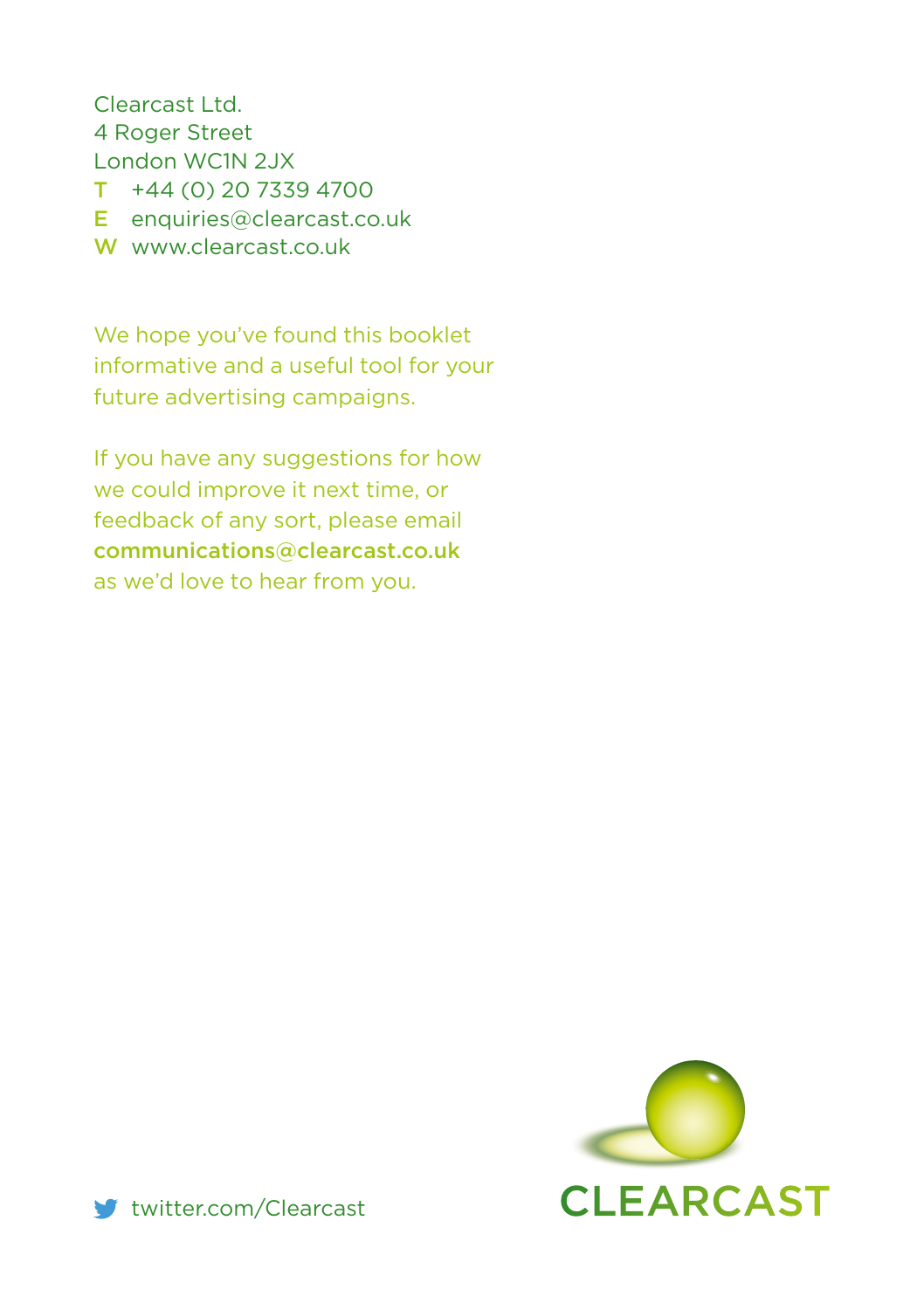Clearcast Ltd.
4 Roger Street
London WC1N 2JX

**T** +44 (0) 20 7339 4700
**E** enquiries@clearcast.co.uk
**W** www.clearcast.co.uk

We hope you've found this booklet informative and a useful tool for your future advertising campaigns.

If you have any suggestions for how we could improve it next time, or feedback of any sort, please email **communications@clearcast.co.uk** as we'd love to hear from you.

twitter.com/Clearcast

CLEARCAST